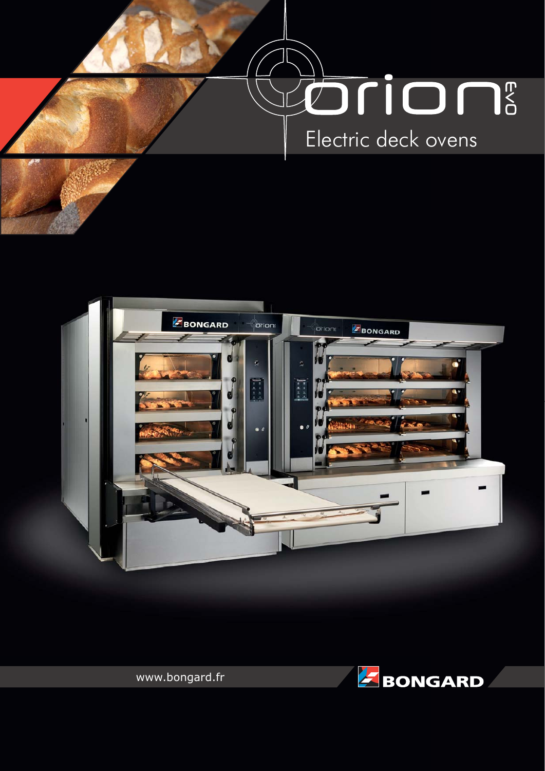# orion EVO

## Electric deck ovens

www.bongard.fr

BONGARD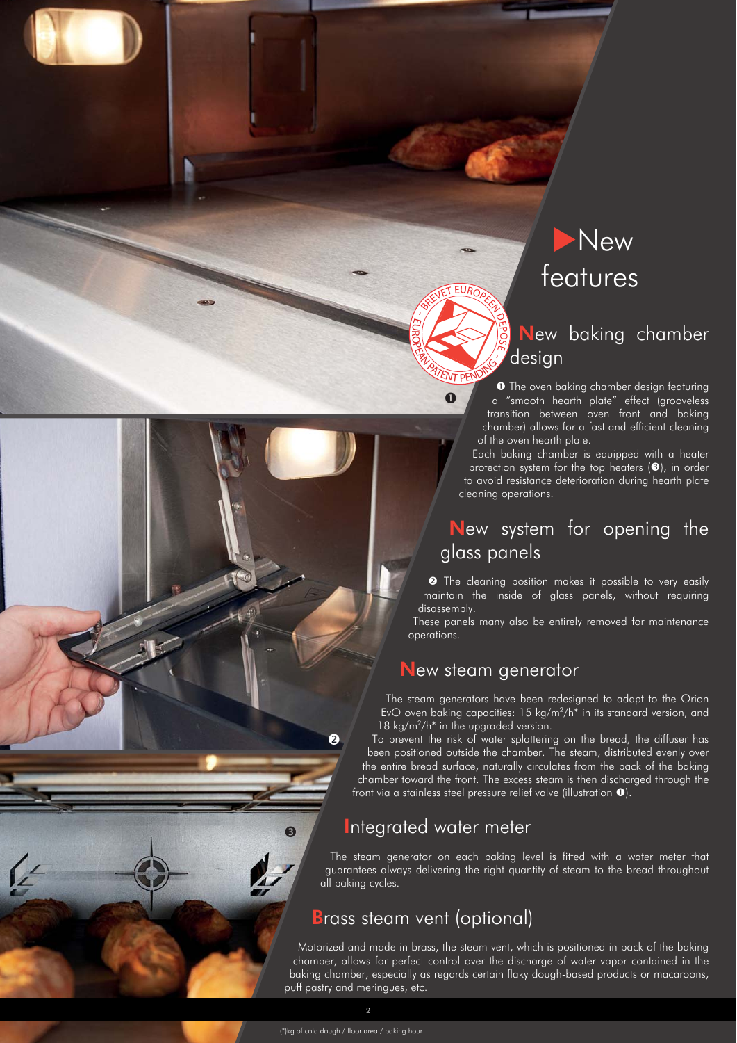# New features

## New baking chamber design

❶ The oven baking chamber design featuring a "smooth hearth plate" effect (grooveless transition between oven front and baking chamber) allows for a fast and efficient cleaning of the oven hearth plate.

Each baking chamber is equipped with a heater protection system for the top heaters (❸), in order to avoid resistance deterioration during hearth plate cleaning operations.

## New system for opening the glass panels

❷ The cleaning position makes it possible to very easily maintain the inside of glass panels, without requiring disassembly.

These panels many also be entirely removed for maintenance operations.

## New steam generator

The steam generators have been redesigned to adapt to the Orion EvO oven baking capacities: 15 $kg/m^2/h$* in its standard version, and 18 $kg/m^2/h$* in the upgraded version.

To prevent the risk of water splattering on the bread, the diffuser has been positioned outside the chamber. The steam, distributed evenly over the entire bread surface, naturally circulates from the back of the baking chamber toward the front. The excess steam is then discharged through the front via a stainless steel pressure relief valve (illustration ❶).

## Integrated water meter

The steam generator on each baking level is fitted with a water meter that guarantees always delivering the right quantity of steam to the bread throughout all baking cycles.

## Brass steam vent (optional)

Motorized and made in brass, the steam vent, which is positioned in back of the baking chamber, allows for perfect control over the discharge of water vapor contained in the baking chamber, especially as regards certain flaky dough-based products or macaroons, puff pastry and meringues, etc.

(*)kg of cold dough / floor area / baking hour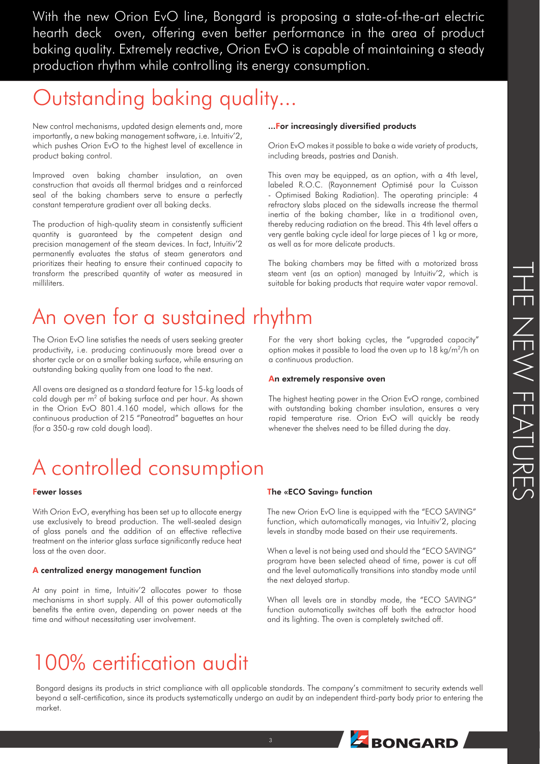With the new Orion EvO line, Bongard is proposing a state-of-the-art electric hearth deck oven, offering even better performance in the area of product baking quality. Extremely reactive, Orion EvO is capable of maintaining a steady production rhythm while controlling its energy consumption.

# Outstanding baking quality...

New control mechanisms, updated design elements and, more importantly, a new baking management software, i.e. Intuitiv'2, which pushes Orion EvO to the highest level of excellence in product baking control.

Improved oven baking chamber insulation, an oven construction that avoids all thermal bridges and a reinforced seal of the baking chambers serve to ensure a perfectly constant temperature gradient over all baking decks.

The production of high-quality steam in consistently sufficient quantity is guaranteed by the competent design and precision management of the steam devices. In fact, Intuitiv'2 permanently evaluates the status of steam generators and prioritizes their heating to ensure their continued capacity to transform the prescribed quantity of water as measured in milliliters.

### ...For increasingly diversified products

Orion EvO makes it possible to bake a wide variety of products, including breads, pastries and Danish.

This oven may be equipped, as an option, with a 4th level, labeled R.O.C. (Rayonnement Optimisé pour la Cuisson - Optimised Baking Radiation). The operating principle: 4 refractory slabs placed on the sidewalls increase the thermal inertia of the baking chamber, like in a traditional oven, thereby reducing radiation on the bread. This 4th level offers a very gentle baking cycle ideal for large pieces of 1 kg or more, as well as for more delicate products.

The baking chambers may be fitted with a motorized brass steam vent (as an option) managed by Intuitiv'2, which is suitable for baking products that require water vapor removal.

# An oven for a sustained rhythm

The Orion EvO line satisfies the needs of users seeking greater productivity, i.e. producing continuously more bread over a shorter cycle or on a smaller baking surface, while ensuring an outstanding baking quality from one load to the next.

All ovens are designed as a standard feature for 15-kg loads of cold dough per m$^2$ of baking surface and per hour. As shown in the Orion EvO 801.4.160 model, which allows for the continuous production of 215 "Paneotrad" baguettes an hour (for a 350-g raw cold dough load).

For the very short baking cycles, the "upgraded capacity" option makes it possible to load the oven up to 18 kg/m$^2$/h on a continuous production.

### An extremely responsive oven

The highest heating power in the Orion EvO range, combined with outstanding baking chamber insulation, ensures a very rapid temperature rise. Orion EvO will quickly be ready whenever the shelves need to be filled during the day.

# A controlled consumption

### Fewer losses

With Orion EvO, everything has been set up to allocate energy use exclusively to bread production. The well-sealed design of glass panels and the addition of an effective reflective treatment on the interior glass surface significantly reduce heat loss at the oven door.

### A centralized energy management function

At any point in time, Intuitiv'2 allocates power to those mechanisms in short supply. All of this power automatically benefits the entire oven, depending on power needs at the time and without necessitating user involvement.

### The «ECO Saving» function

The new Orion EvO line is equipped with the "ECO SAVING" function, which automatically manages, via Intuitiv'2, placing levels in standby mode based on their use requirements.

When a level is not being used and should the "ECO SAVING" program have been selected ahead of time, power is cut off and the level automatically transitions into standby mode until the next delayed startup.

When all levels are in standby mode, the "ECO SAVING" function automatically switches off both the extractor hood and its lighting. The oven is completely switched off.

# 100% certification audit

Bongard designs its products in strict compliance with all applicable standards. The company's commitment to security extends well beyond a self-certification, since its products systematically undergo an audit by an independent third-party body prior to entering the market.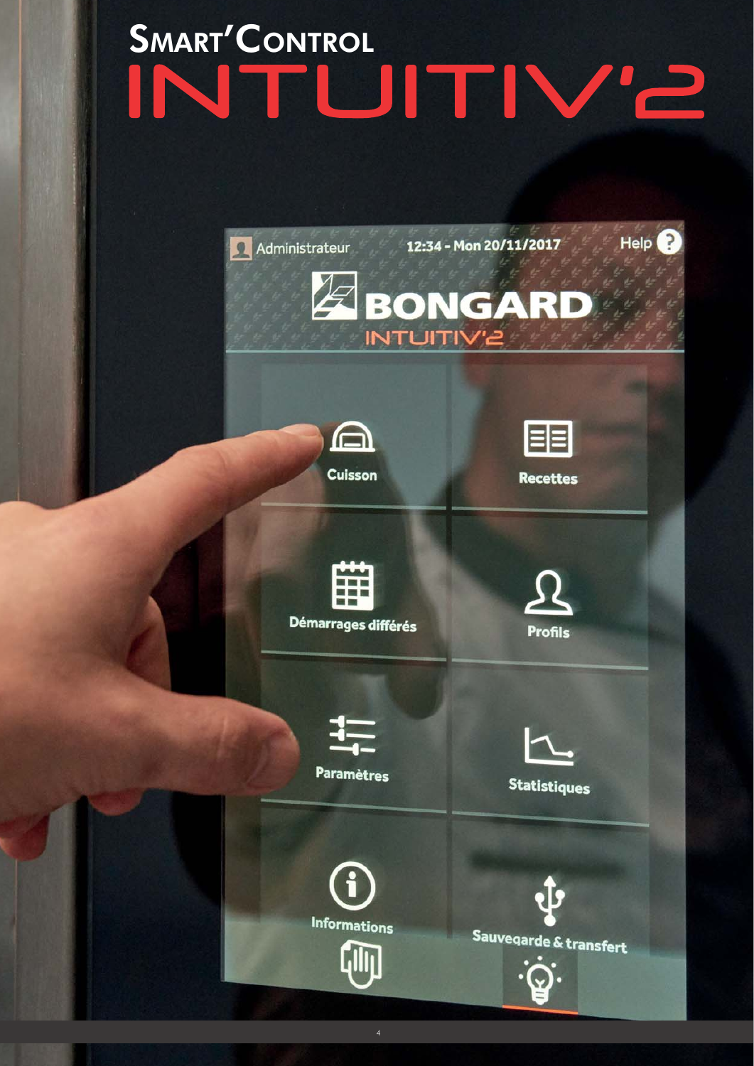# Smart'Control
# INTUITIV'2

Administrateur 12:34 - Mon 20/11/2017 Help

BONGARD
INTUITIV'2

Cuisson

Recettes

Démarrages différés

Profils

Paramètres

Statistiques

Informations

Sauvegarde & transfert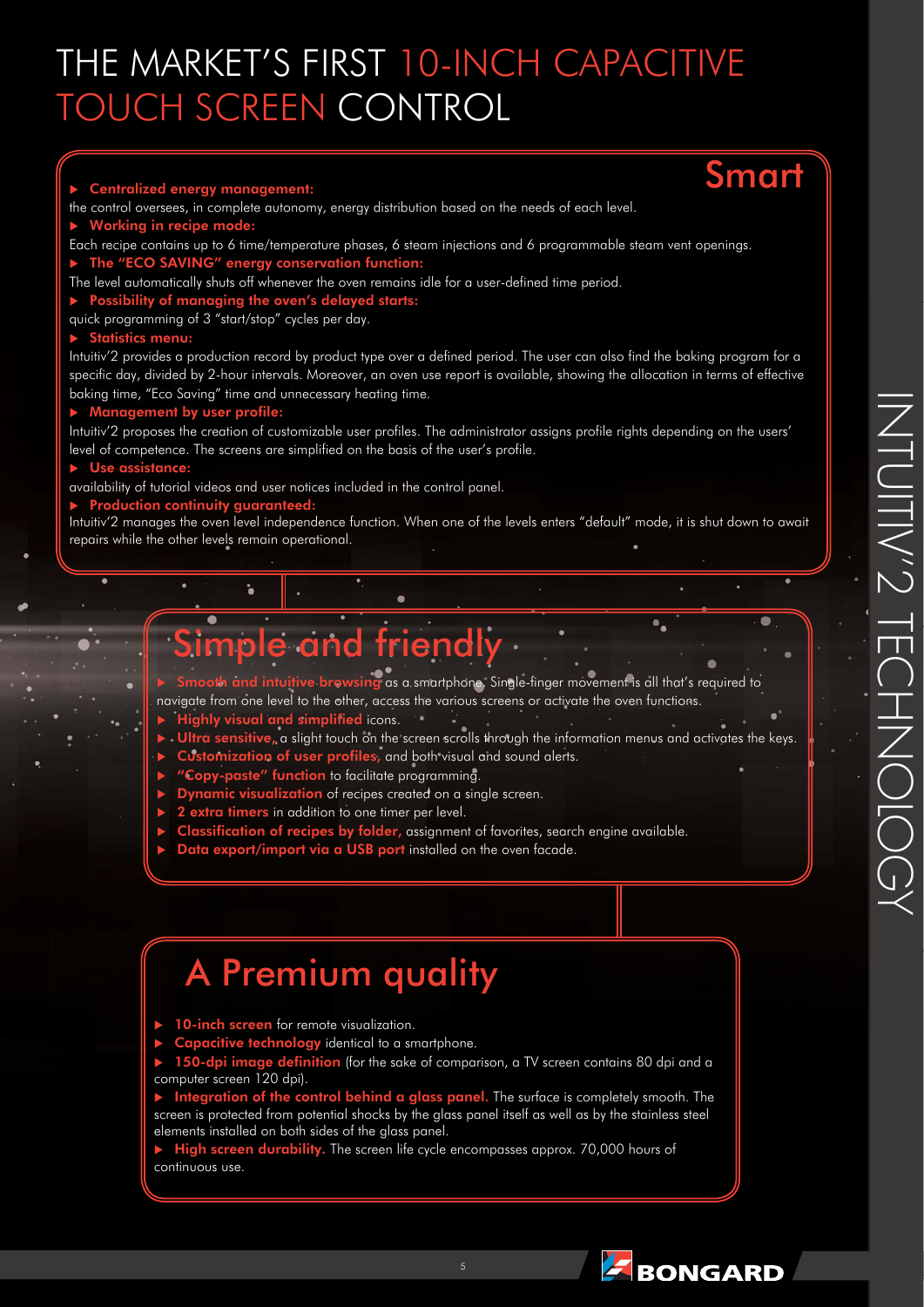# THE MARKET'S FIRST 10-INCH CAPACITIVE TOUCH SCREEN CONTROL

## Smart

- **Centralized energy management:**
the control oversees, in complete autonomy, energy distribution based on the needs of each level.
- **Working in recipe mode:**
Each recipe contains up to 6 time/temperature phases, 6 steam injections and 6 programmable steam vent openings.
- **The "ECO SAVING" energy conservation function:**
The level automatically shuts off whenever the oven remains idle for a user-defined time period.
- **Possibility of managing the oven's delayed starts:**
quick programming of 3 "start/stop" cycles per day.
- **Statistics menu:**
Intuitiv'2 provides a production record by product type over a defined period. The user can also find the baking program for a specific day, divided by 2-hour intervals. Moreover, an oven use report is available, showing the allocation in terms of effective baking time, "Eco Saving" time and unnecessary heating time.
- **Management by user profile:**
Intuitiv'2 proposes the creation of customizable user profiles. The administrator assigns profile rights depending on the users' level of competence. The screens are simplified on the basis of the user's profile.
- **Use assistance:**
availability of tutorial videos and user notices included in the control panel.
- **Production continuity guaranteed:**
Intuitiv'2 manages the oven level independence function. When one of the levels enters "default" mode, it is shut down to await repairs while the other levels remain operational.

## Simple and friendly

- **Smooth and intuitive browsing** as a smartphone. Single-finger movement is all that's required to navigate from one level to the other, access the various screens or activate the oven functions.
- **Highly visual and simplified** icons.
- **Ultra sensitive**, a slight touch on the screen scrolls through the information menus and activates the keys.
- **Customization of user profiles**, and both visual and sound alerts.
- **"Copy-paste" function** to facilitate programming.
- **Dynamic visualization** of recipes created on a single screen.
- **2 extra timers** in addition to one timer per level.
- **Classification of recipes by folder**, assignment of favorites, search engine available.
- **Data export/import via a USB port** installed on the oven facade.

## A Premium quality

- **10-inch screen** for remote visualization.
- **Capacitive technology** identical to a smartphone.
- **150-dpi image definition** (for the sake of comparison, a TV screen contains 80 dpi and a computer screen 120 dpi).
- **Integration of the control behind a glass panel.** The surface is completely smooth. The screen is protected from potential shocks by the glass panel itself as well as by the stainless steel elements installed on both sides of the glass panel.
- **High screen durability.** The screen life cycle encompasses approx. 70,000 hours of continuous use.

INTUITIV'2 TECHNOLOGY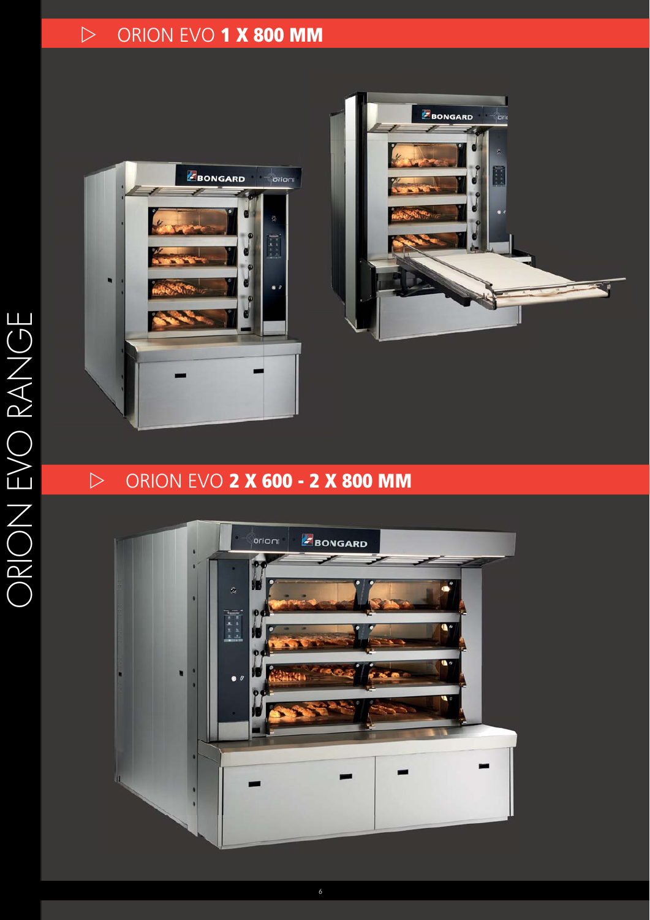# ORION EVO RANGE

## ORION EVO 1 X 800 MM

## ORION EVO 2 X 600 - 2 X 800 MM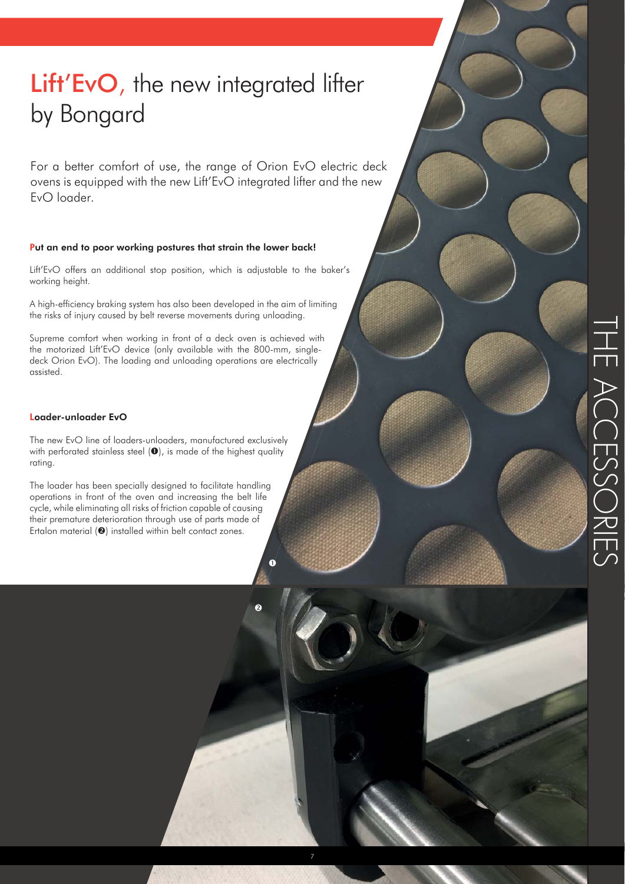# Lift'EvO, the new integrated lifter by Bongard

For a better comfort of use, the range of Orion EvO electric deck ovens is equipped with the new Lift'EvO integrated lifter and the new EvO loader.

**Put an end to poor working postures that strain the lower back!**

Lift'EvO offers an additional stop position, which is adjustable to the baker's working height.

A high-efficiency braking system has also been developed in the aim of limiting the risks of injury caused by belt reverse movements during unloading.

Supreme comfort when working in front of a deck oven is achieved with the motorized Lift'EvO device (only available with the 800-mm, single-deck Orion EvO). The loading and unloading operations are electrically assisted.

**Loader-unloader EvO**

The new EvO line of loaders-unloaders, manufactured exclusively with perforated stainless steel (❶), is made of the highest quality rating.

The loader has been specially designed to facilitate handling operations in front of the oven and increasing the belt life cycle, while eliminating all risks of friction capable of causing their premature deterioration through use of parts made of Ertalon material (❷) installed within belt contact zones.

❶

❷

THE ACCESSORIES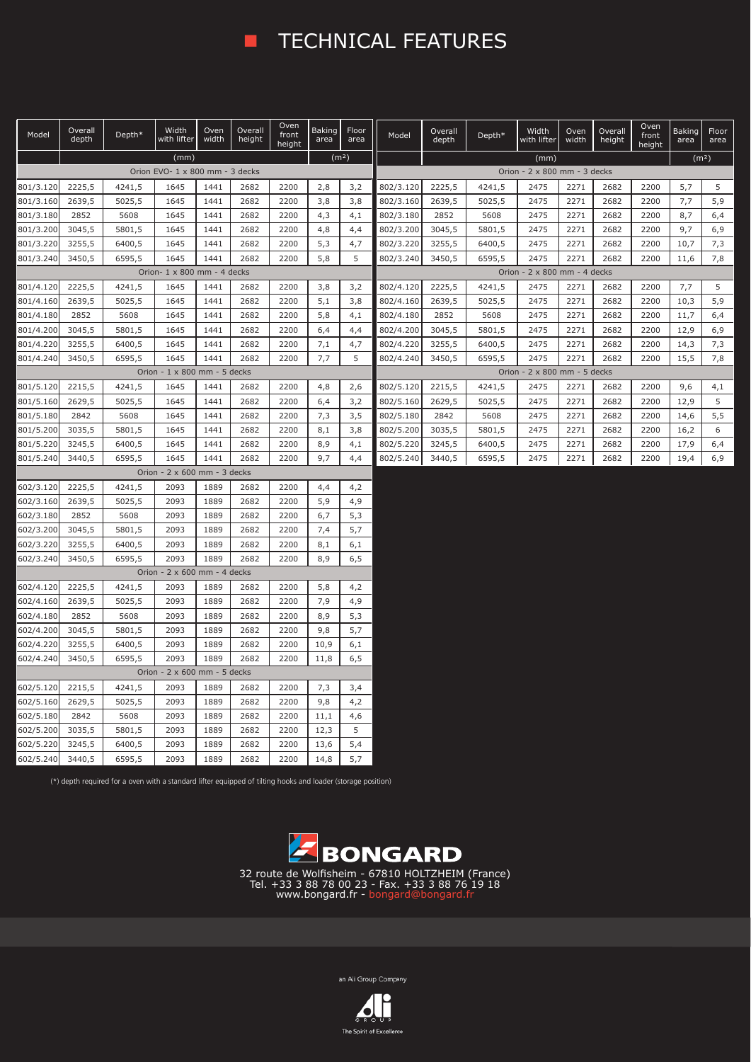# TECHNICAL FEATURES

| Model | Overall depth | Depth* | Width with lifter | Oven width | Overall height | Oven front height | Baking area | Floor area |
|---|---|---|---|---|---|---|---|---|
| | (mm) | | | | | | (m²) | |
| Orion EVO- 1 x 800 mm - 3 decks | | | | | | | | |
| 801/3.120 | 2225,5 | 4241,5 | 1645 | 1441 | 2682 | 2200 | 2,8 | 3,2 |
| 801/3.160 | 2639,5 | 5025,5 | 1645 | 1441 | 2682 | 2200 | 3,8 | 3,8 |
| 801/3.180 | 2852 | 5608 | 1645 | 1441 | 2682 | 2200 | 4,3 | 4,1 |
| 801/3.200 | 3045,5 | 5801,5 | 1645 | 1441 | 2682 | 2200 | 4,8 | 4,4 |
| 801/3.220 | 3255,5 | 6400,5 | 1645 | 1441 | 2682 | 2200 | 5,3 | 4,7 |
| 801/3.240 | 3450,5 | 6595,5 | 1645 | 1441 | 2682 | 2200 | 5,8 | 5 |
| Orion- 1 x 800 mm - 4 decks | | | | | | | | |
| 801/4.120 | 2225,5 | 4241,5 | 1645 | 1441 | 2682 | 2200 | 3,8 | 3,2 |
| 801/4.160 | 2639,5 | 5025,5 | 1645 | 1441 | 2682 | 2200 | 5,1 | 3,8 |
| 801/4.180 | 2852 | 5608 | 1645 | 1441 | 2682 | 2200 | 5,8 | 4,1 |
| 801/4.200 | 3045,5 | 5801,5 | 1645 | 1441 | 2682 | 2200 | 6,4 | 4,4 |
| 801/4.220 | 3255,5 | 6400,5 | 1645 | 1441 | 2682 | 2200 | 7,1 | 4,7 |
| 801/4.240 | 3450,5 | 6595,5 | 1645 | 1441 | 2682 | 2200 | 7,7 | 5 |
| Orion - 1 x 800 mm - 5 decks | | | | | | | | |
| 801/5.120 | 2215,5 | 4241,5 | 1645 | 1441 | 2682 | 2200 | 4,8 | 2,6 |
| 801/5.160 | 2629,5 | 5025,5 | 1645 | 1441 | 2682 | 2200 | 6,4 | 3,2 |
| 801/5.180 | 2842 | 5608 | 1645 | 1441 | 2682 | 2200 | 7,3 | 3,5 |
| 801/5.200 | 3035,5 | 5801,5 | 1645 | 1441 | 2682 | 2200 | 8,1 | 3,8 |
| 801/5.220 | 3245,5 | 6400,5 | 1645 | 1441 | 2682 | 2200 | 8,9 | 4,1 |
| 801/5.240 | 3440,5 | 6595,5 | 1645 | 1441 | 2682 | 2200 | 9,7 | 4,4 |
| Orion - 2 x 600 mm - 3 decks | | | | | | | | |
| 602/3.120 | 2225,5 | 4241,5 | 2093 | 1889 | 2682 | 2200 | 4,4 | 4,2 |
| 602/3.160 | 2639,5 | 5025,5 | 2093 | 1889 | 2682 | 2200 | 5,9 | 4,9 |
| 602/3.180 | 2852 | 5608 | 2093 | 1889 | 2682 | 2200 | 6,7 | 5,3 |
| 602/3.200 | 3045,5 | 5801,5 | 2093 | 1889 | 2682 | 2200 | 7,4 | 5,7 |
| 602/3.220 | 3255,5 | 6400,5 | 2093 | 1889 | 2682 | 2200 | 8,1 | 6,1 |
| 602/3.240 | 3450,5 | 6595,5 | 2093 | 1889 | 2682 | 2200 | 8,9 | 6,5 |
| Orion - 2 x 600 mm - 4 decks | | | | | | | | |
| 602/4.120 | 2225,5 | 4241,5 | 2093 | 1889 | 2682 | 2200 | 5,8 | 4,2 |
| 602/4.160 | 2639,5 | 5025,5 | 2093 | 1889 | 2682 | 2200 | 7,9 | 4,9 |
| 602/4.180 | 2852 | 5608 | 2093 | 1889 | 2682 | 2200 | 8,9 | 5,3 |
| 602/4.200 | 3045,5 | 5801,5 | 2093 | 1889 | 2682 | 2200 | 9,8 | 5,7 |
| 602/4.220 | 3255,5 | 6400,5 | 2093 | 1889 | 2682 | 2200 | 10,9 | 6,1 |
| 602/4.240 | 3450,5 | 6595,5 | 2093 | 1889 | 2682 | 2200 | 11,8 | 6,5 |
| Orion - 2 x 600 mm - 5 decks | | | | | | | | |
| 602/5.120 | 2215,5 | 4241,5 | 2093 | 1889 | 2682 | 2200 | 7,3 | 3,4 |
| 602/5.160 | 2629,5 | 5025,5 | 2093 | 1889 | 2682 | 2200 | 9,8 | 4,2 |
| 602/5.180 | 2842 | 5608 | 2093 | 1889 | 2682 | 2200 | 11,1 | 4,6 |
| 602/5.200 | 3035,5 | 5801,5 | 2093 | 1889 | 2682 | 2200 | 12,3 | 5 |
| 602/5.220 | 3245,5 | 6400,5 | 2093 | 1889 | 2682 | 2200 | 13,6 | 5,4 |
| 602/5.240 | 3440,5 | 6595,5 | 2093 | 1889 | 2682 | 2200 | 14,8 | 5,7 |

| Model | Overall depth | Depth* | Width with lifter | Oven width | Overall height | Oven front height | Baking area | Floor area |
|---|---|---|---|---|---|---|---|---|
| | (mm) | | | | | | (m²) | |
| Orion - 2 x 800 mm - 3 decks | | | | | | | | |
| 802/3.120 | 2225,5 | 4241,5 | 2475 | 2271 | 2682 | 2200 | 5,7 | 5 |
| 802/3.160 | 2639,5 | 5025,5 | 2475 | 2271 | 2682 | 2200 | 7,7 | 5,9 |
| 802/3.180 | 2852 | 5608 | 2475 | 2271 | 2682 | 2200 | 8,7 | 6,4 |
| 802/3.200 | 3045,5 | 5801,5 | 2475 | 2271 | 2682 | 2200 | 9,7 | 6,9 |
| 802/3.220 | 3255,5 | 6400,5 | 2475 | 2271 | 2682 | 2200 | 10,7 | 7,3 |
| 802/3.240 | 3450,5 | 6595,5 | 2475 | 2271 | 2682 | 2200 | 11,6 | 7,8 |
| Orion - 2 x 800 mm - 4 decks | | | | | | | | |
| 802/4.120 | 2225,5 | 4241,5 | 2475 | 2271 | 2682 | 2200 | 7,7 | 5 |
| 802/4.160 | 2639,5 | 5025,5 | 2475 | 2271 | 2682 | 2200 | 10,3 | 5,9 |
| 802/4.180 | 2852 | 5608 | 2475 | 2271 | 2682 | 2200 | 11,7 | 6,4 |
| 802/4.200 | 3045,5 | 5801,5 | 2475 | 2271 | 2682 | 2200 | 12,9 | 6,9 |
| 802/4.220 | 3255,5 | 6400,5 | 2475 | 2271 | 2682 | 2200 | 14,3 | 7,3 |
| 802/4.240 | 3450,5 | 6595,5 | 2475 | 2271 | 2682 | 2200 | 15,5 | 7,8 |
| Orion - 2 x 800 mm - 5 decks | | | | | | | | |
| 802/5.120 | 2215,5 | 4241,5 | 2475 | 2271 | 2682 | 2200 | 9,6 | 4,1 |
| 802/5.160 | 2629,5 | 5025,5 | 2475 | 2271 | 2682 | 2200 | 12,9 | 5 |
| 802/5.180 | 2842 | 5608 | 2475 | 2271 | 2682 | 2200 | 14,6 | 5,5 |
| 802/5.200 | 3035,5 | 5801,5 | 2475 | 2271 | 2682 | 2200 | 16,2 | 6 |
| 802/5.220 | 3245,5 | 6400,5 | 2475 | 2271 | 2682 | 2200 | 17,9 | 6,4 |
| 802/5.240 | 3440,5 | 6595,5 | 2475 | 2271 | 2682 | 2200 | 19,4 | 6,9 |

(*) depth required for a oven with a standard lifter equipped of tilting hooks and loader (storage position)

**BONGARD**

32 route de Wolfisheim - 67810 HOLTZHEIM (France)
Tel. +33 3 88 78 00 23 - Fax. +33 3 88 76 19 18
www.bongard.fr - bongard@bongard.fr

an Ali Group Company

The Spirit of Excellence